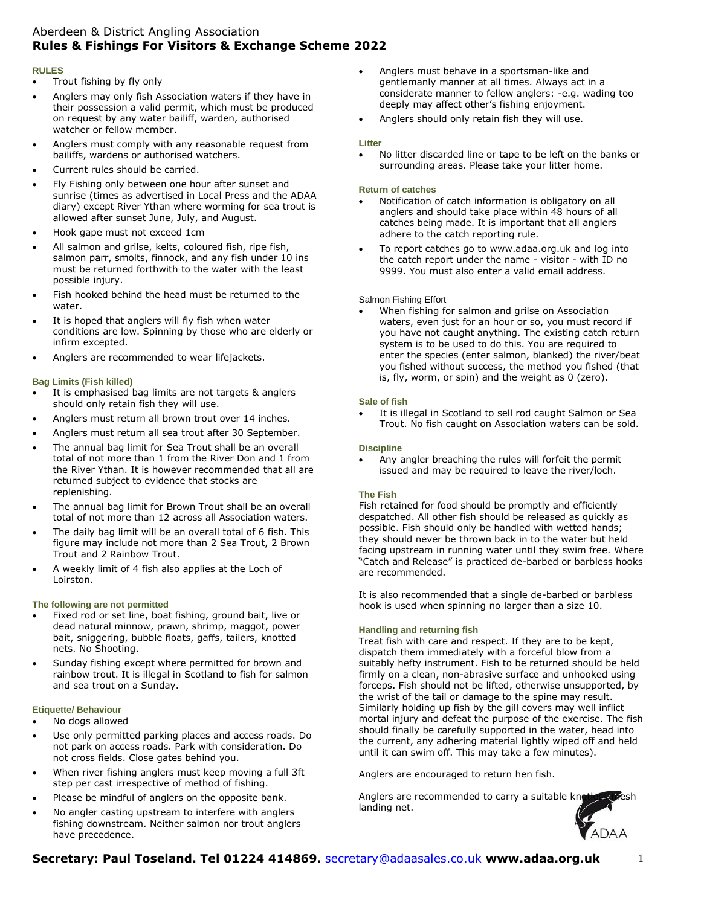# Aberdeen & District Angling Association
# Rules & Fishings For Visitors & Exchange Scheme 2022

### RULES

- Trout fishing by fly only
- Anglers may only fish Association waters if they have in their possession a valid permit, which must be produced on request by any water bailiff, warden, authorised watcher or fellow member.
- Anglers must comply with any reasonable request from bailiffs, wardens or authorised watchers.
- Current rules should be carried.
- Fly Fishing only between one hour after sunset and sunrise (times as advertised in Local Press and the ADAA diary) except River Ythan where worming for sea trout is allowed after sunset June, July, and August.
- Hook gape must not exceed 1cm
- All salmon and grilse, kelts, coloured fish, ripe fish, salmon parr, smolts, finnock, and any fish under 10 ins must be returned forthwith to the water with the least possible injury.
- Fish hooked behind the head must be returned to the water.
- It is hoped that anglers will fly fish when water conditions are low. Spinning by those who are elderly or infirm excepted.
- Anglers are recommended to wear lifejackets.

### Bag Limits (Fish killed)

- It is emphasised bag limits are not targets & anglers should only retain fish they will use.
- Anglers must return all brown trout over 14 inches.
- Anglers must return all sea trout after 30 September.
- The annual bag limit for Sea Trout shall be an overall total of not more than 1 from the River Don and 1 from the River Ythan. It is however recommended that all are returned subject to evidence that stocks are replenishing.
- The annual bag limit for Brown Trout shall be an overall total of not more than 12 across all Association waters.
- The daily bag limit will be an overall total of 6 fish. This figure may include not more than 2 Sea Trout, 2 Brown Trout and 2 Rainbow Trout.
- A weekly limit of 4 fish also applies at the Loch of Loirston.

### The following are not permitted

- Fixed rod or set line, boat fishing, ground bait, live or dead natural minnow, prawn, shrimp, maggot, power bait, sniggering, bubble floats, gaffs, tailers, knotted nets. No Shooting.
- Sunday fishing except where permitted for brown and rainbow trout. It is illegal in Scotland to fish for salmon and sea trout on a Sunday.

### Etiquette/ Behaviour

- No dogs allowed
- Use only permitted parking places and access roads. Do not park on access roads. Park with consideration. Do not cross fields. Close gates behind you.
- When river fishing anglers must keep moving a full 3ft step per cast irrespective of method of fishing.
- Please be mindful of anglers on the opposite bank.
- No angler casting upstream to interfere with anglers fishing downstream. Neither salmon nor trout anglers have precedence.
- Anglers must behave in a sportsman-like and gentlemanly manner at all times. Always act in a considerate manner to fellow anglers: -e.g. wading too deeply may affect other's fishing enjoyment.
- Anglers should only retain fish they will use.

### Litter

- No litter discarded line or tape to be left on the banks or surrounding areas. Please take your litter home.

### Return of catches

- Notification of catch information is obligatory on all anglers and should take place within 48 hours of all catches being made. It is important that all anglers adhere to the catch reporting rule.
- To report catches go to www.adaa.org.uk and log into the catch report under the name - visitor - with ID no 9999. You must also enter a valid email address.

### Salmon Fishing Effort

- When fishing for salmon and grilse on Association waters, even just for an hour or so, you must record if you have not caught anything. The existing catch return system is to be used to do this. You are required to enter the species (enter salmon, blanked) the river/beat you fished without success, the method you fished (that is, fly, worm, or spin) and the weight as 0 (zero).

### Sale of fish

- It is illegal in Scotland to sell rod caught Salmon or Sea Trout. No fish caught on Association waters can be sold.

### Discipline

- Any angler breaching the rules will forfeit the permit issued and may be required to leave the river/loch.

### The Fish

Fish retained for food should be promptly and efficiently despatched. All other fish should be released as quickly as possible. Fish should only be handled with wetted hands; they should never be thrown back in to the water but held facing upstream in running water until they swim free. Where "Catch and Release" is practiced de-barbed or barbless hooks are recommended.

It is also recommended that a single de-barbed or barbless hook is used when spinning no larger than a size 10.

### Handling and returning fish

Treat fish with care and respect. If they are to be kept, dispatch them immediately with a forceful blow from a suitably hefty instrument. Fish to be returned should be held firmly on a clean, non-abrasive surface and unhooked using forceps. Fish should not be lifted, otherwise unsupported, by the wrist of the tail or damage to the spine may result. Similarly holding up fish by the gill covers may well inflict mortal injury and defeat the purpose of the exercise. The fish should finally be carefully supported in the water, head into the current, any adhering material lightly wiped off and held until it can swim off. This may take a few minutes).

Anglers are encouraged to return hen fish.

Anglers are recommended to carry a suitable knotless mesh landing net.

**Secretary: Paul Toseland. Tel 01224 414869.** secretary@adaasales.co.uk **www.adaa.org.uk**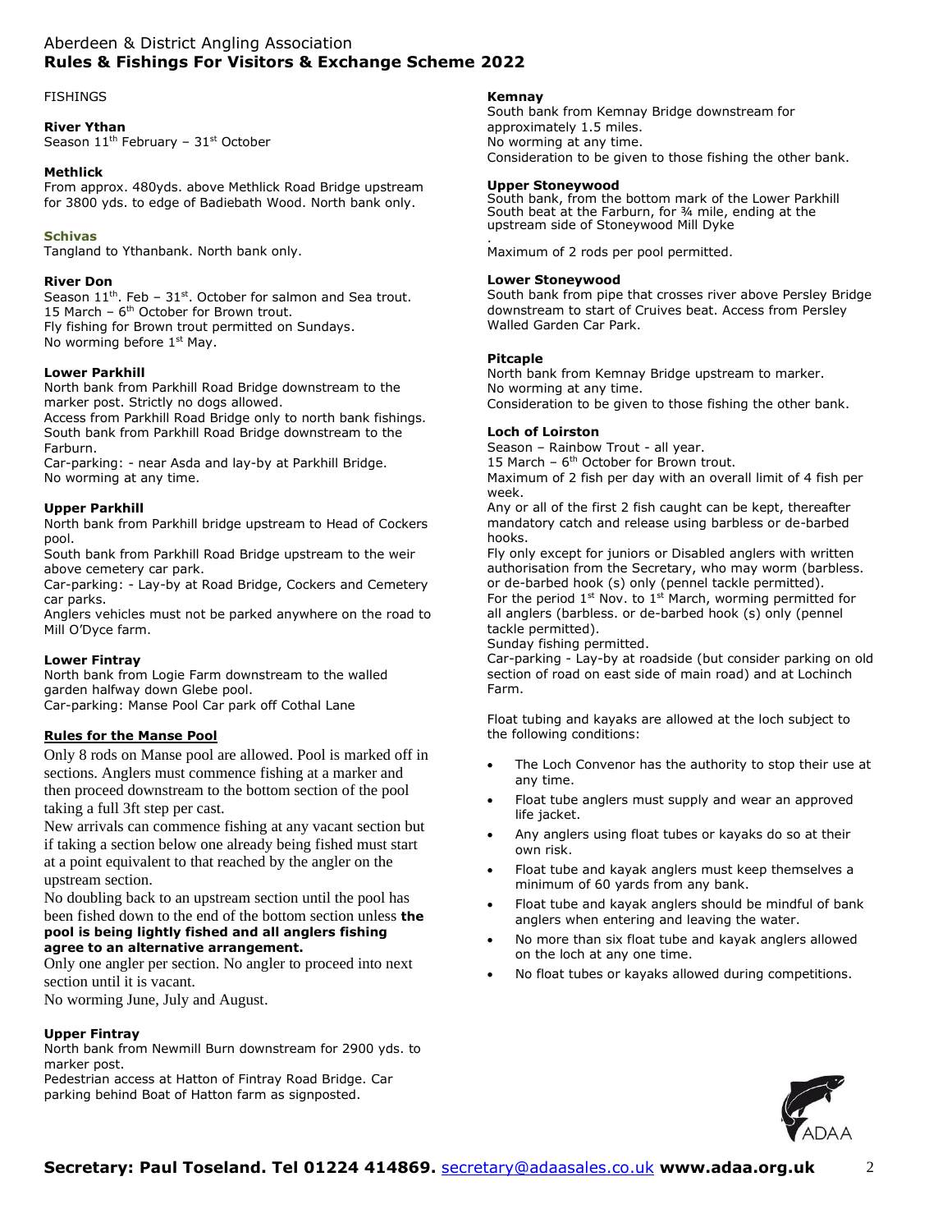Aberdeen & District Angling Association

# Rules & Fishings For Visitors & Exchange Scheme 2022

FISHINGS

**River Ythan**
Season 11th February – 31st October

**Methlick**
From approx. 480yds. above Methlick Road Bridge upstream for 3800 yds. to edge of Badiebath Wood. North bank only.

**Schivas**
Tangland to Ythanbank. North bank only.

**River Don**
Season 11th. Feb – 31st. October for salmon and Sea trout.
15 March – 6th October for Brown trout.
Fly fishing for Brown trout permitted on Sundays.
No worming before 1st May.

**Lower Parkhill**
North bank from Parkhill Road Bridge downstream to the marker post. Strictly no dogs allowed.
Access from Parkhill Road Bridge only to north bank fishings.
South bank from Parkhill Road Bridge downstream to the Farburn.
Car-parking: - near Asda and lay-by at Parkhill Bridge.
No worming at any time.

**Upper Parkhill**
North bank from Parkhill bridge upstream to Head of Cockers pool.
South bank from Parkhill Road Bridge upstream to the weir above cemetery car park.
Car-parking: - Lay-by at Road Bridge, Cockers and Cemetery car parks.
Anglers vehicles must not be parked anywhere on the road to Mill O'Dyce farm.

**Lower Fintray**
North bank from Logie Farm downstream to the walled garden halfway down Glebe pool.
Car-parking: Manse Pool Car park off Cothal Lane

**Rules for the Manse Pool**

Only 8 rods on Manse pool are allowed. Pool is marked off in sections. Anglers must commence fishing at a marker and then proceed downstream to the bottom section of the pool taking a full 3ft step per cast.

New arrivals can commence fishing at any vacant section but if taking a section below one already being fished must start at a point equivalent to that reached by the angler on the upstream section.

No doubling back to an upstream section until the pool has been fished down to the end of the bottom section unless **the pool is being lightly fished and all anglers fishing agree to an alternative arrangement.**

Only one angler per section. No angler to proceed into next section until it is vacant.

No worming June, July and August.

**Upper Fintray**
North bank from Newmill Burn downstream for 2900 yds. to marker post.
Pedestrian access at Hatton of Fintray Road Bridge. Car parking behind Boat of Hatton farm as signposted.

**Kemnay**
South bank from Kemnay Bridge downstream for approximately 1.5 miles.
No worming at any time.
Consideration to be given to those fishing the other bank.

**Upper Stoneywood**
South bank, from the bottom mark of the Lower Parkhill South beat at the Farburn, for ¾ mile, ending at the upstream side of Stoneywood Mill Dyke
.
Maximum of 2 rods per pool permitted.

**Lower Stoneywood**
South bank from pipe that crosses river above Persley Bridge downstream to start of Cruives beat. Access from Persley Walled Garden Car Park.

**Pitcaple**
North bank from Kemnay Bridge upstream to marker.
No worming at any time.
Consideration to be given to those fishing the other bank.

**Loch of Loirston**
Season – Rainbow Trout - all year.
15 March – 6th October for Brown trout.
Maximum of 2 fish per day with an overall limit of 4 fish per week.
Any or all of the first 2 fish caught can be kept, thereafter mandatory catch and release using barbless or de-barbed hooks.
Fly only except for juniors or Disabled anglers with written authorisation from the Secretary, who may worm (barbless. or de-barbed hook (s) only (pennel tackle permitted).
For the period 1st Nov. to 1st March, worming permitted for all anglers (barbless. or de-barbed hook (s) only (pennel tackle permitted).
Sunday fishing permitted.
Car-parking - Lay-by at roadside (but consider parking on old section of road on east side of main road) and at Lochinch Farm.

Float tubing and kayaks are allowed at the loch subject to the following conditions:

- The Loch Convenor has the authority to stop their use at any time.
- Float tube anglers must supply and wear an approved life jacket.
- Any anglers using float tubes or kayaks do so at their own risk.
- Float tube and kayak anglers must keep themselves a minimum of 60 yards from any bank.
- Float tube and kayak anglers should be mindful of bank anglers when entering and leaving the water.
- No more than six float tube and kayak anglers allowed on the loch at any one time.
- No float tubes or kayaks allowed during competitions.

**Secretary: Paul Toseland. Tel 01224 414869.** secretary@adaasales.co.uk **www.adaa.org.uk**